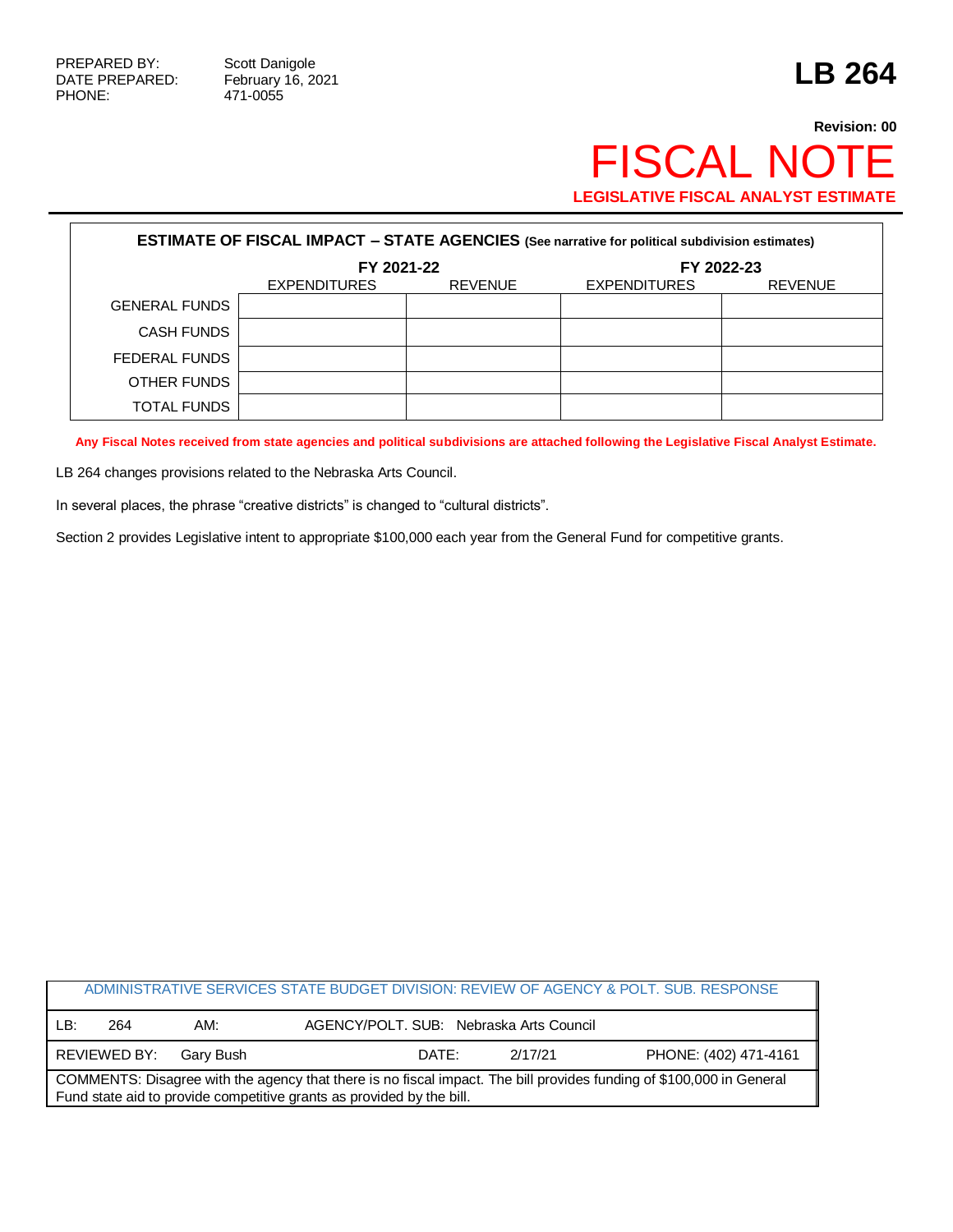PREPARED BY: Scott Danigole
DATE PREPARED: February 16, 2021
PHONE: 471-0055

# LB 264

**Revision: 00**

# FISCAL NOTE

**LEGISLATIVE FISCAL ANALYST ESTIMATE**

**ESTIMATE OF FISCAL IMPACT – STATE AGENCIES (See narrative for political subdivision estimates)**

| | FY 2021-22 | | FY 2022-23 | |
|---|---|---|---|---|
| | EXPENDITURES | REVENUE | EXPENDITURES | REVENUE |
| GENERAL FUNDS | | | | |
| CASH FUNDS | | | | |
| FEDERAL FUNDS | | | | |
| OTHER FUNDS | | | | |
| TOTAL FUNDS | | | | |

**Any Fiscal Notes received from state agencies and political subdivisions are attached following the Legislative Fiscal Analyst Estimate.**

LB 264 changes provisions related to the Nebraska Arts Council.

In several places, the phrase "creative districts" is changed to "cultural districts".

Section 2 provides Legislative intent to appropriate $100,000 each year from the General Fund for competitive grants.

| ADMINISTRATIVE SERVICES STATE BUDGET DIVISION: REVIEW OF AGENCY & POLT. SUB. RESPONSE | | | |
|---|---|---|---|
| LB: 264 | AM: | AGENCY/POLT. SUB: Nebraska Arts Council | |
| REVIEWED BY: Gary Bush | DATE: | 2/17/21 | PHONE: (402) 471-4161 |
| COMMENTS: Disagree with the agency that there is no fiscal impact. The bill provides funding of $100,000 in General Fund state aid to provide competitive grants as provided by the bill. | | | |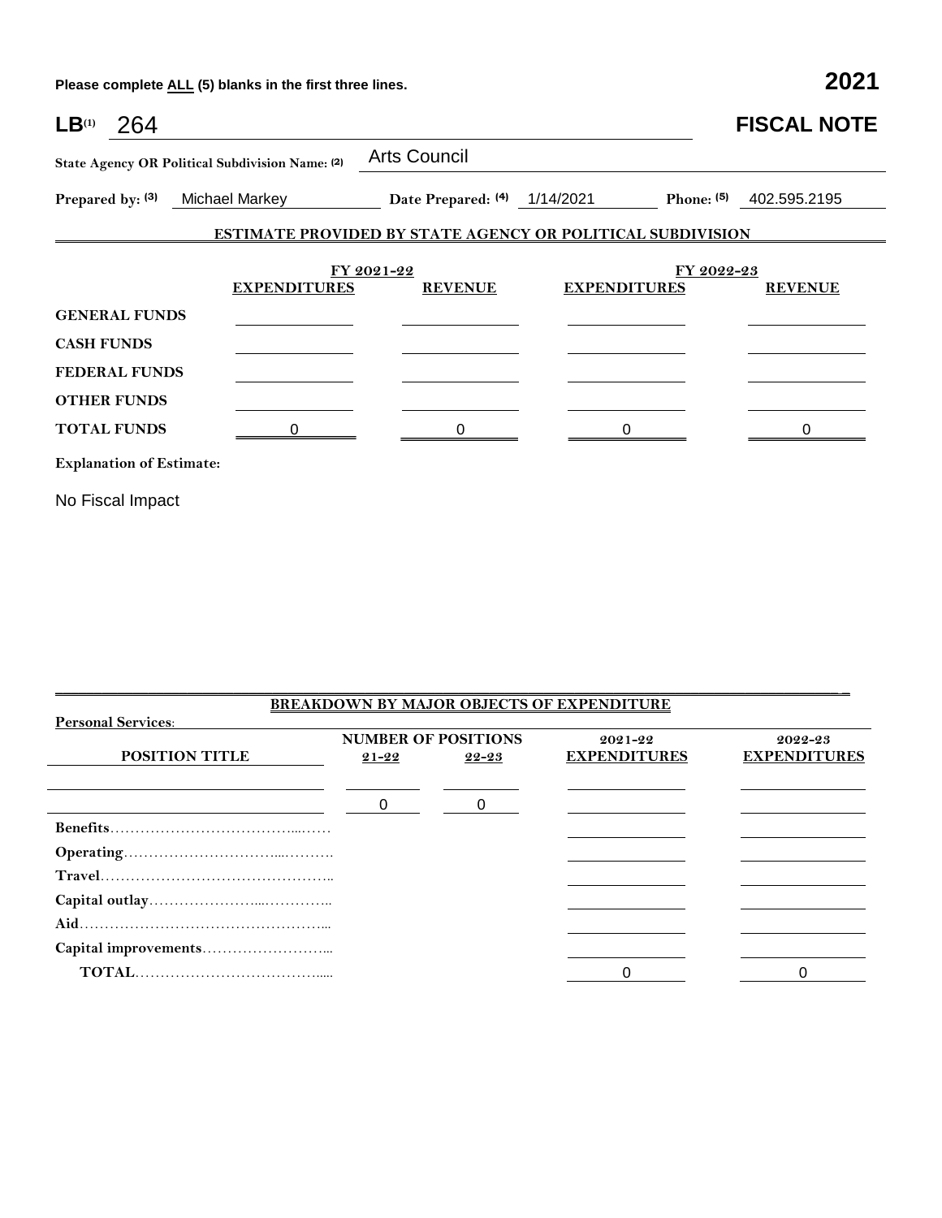**Please complete ALL (5) blanks in the first three lines.** **2021**

# LB[(1)] 264 FISCAL NOTE

**State Agency OR Political Subdivision Name: (2)** Arts Council

**Prepared by: (3)** Michael Markey **Date Prepared: (4)** 1/14/2021 **Phone: (5)** 402.595.2195

## ESTIMATE PROVIDED BY STATE AGENCY OR POLITICAL SUBDIVISION

| | FY 2021-22 | | FY 2022-23 | |
|---|---|---|---|---|
| | **EXPENDITURES** | **REVENUE** | **EXPENDITURES** | **REVENUE** |
| **GENERAL FUNDS** | | | | |
| **CASH FUNDS** | | | | |
| **FEDERAL FUNDS** | | | | |
| **OTHER FUNDS** | | | | |
| **TOTAL FUNDS** | 0 | 0 | 0 | 0 |

**Explanation of Estimate:**

No Fiscal Impact

## BREAKDOWN BY MAJOR OBJECTS OF EXPENDITURE

**Personal Services:**

| POSITION TITLE | NUMBER OF POSITIONS 21-22 | NUMBER OF POSITIONS 22-23 | 2021-22 EXPENDITURES | 2022-23 EXPENDITURES |
|---|---|---|---|---|
| | | | | |
| | 0 | 0 | | |
| Benefits | | | | |
| Operating | | | | |
| Travel | | | | |
| Capital outlay | | | | |
| Aid | | | | |
| Capital improvements | | | | |
| TOTAL | | | 0 | 0 |